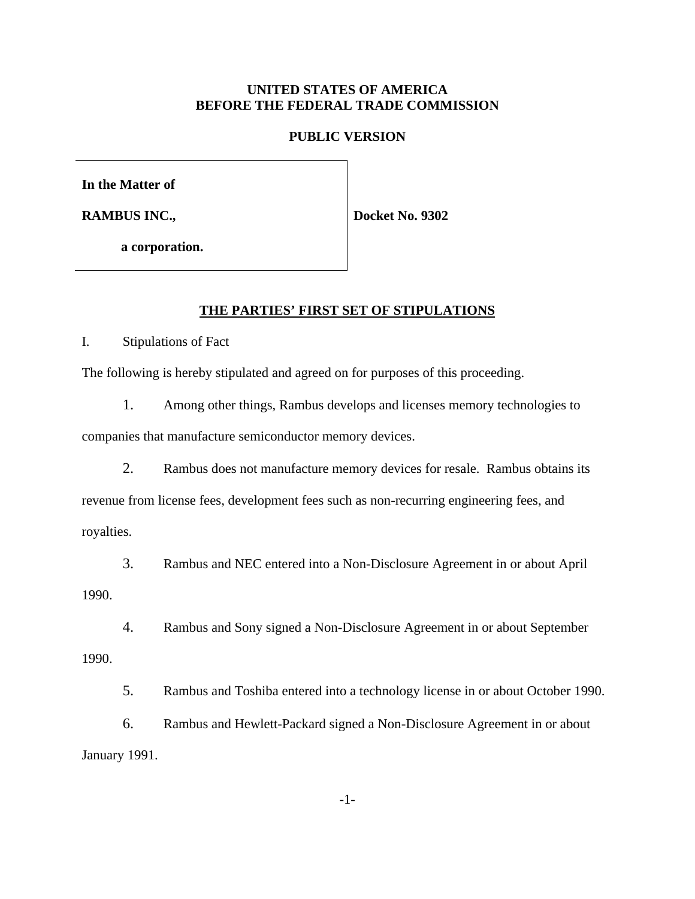**UNITED STATES OF AMERICA**
**BEFORE THE FEDERAL TRADE COMMISSION**

**PUBLIC VERSION**

| | |
|---|---|
| **In the Matter of** <br> **RAMBUS INC.,** <br> **a corporation.** | **Docket No. 9302** |

## THE PARTIES' FIRST SET OF STIPULATIONS

I. Stipulations of Fact

The following is hereby stipulated and agreed on for purposes of this proceeding.

1. Among other things, Rambus develops and licenses memory technologies to companies that manufacture semiconductor memory devices.

2. Rambus does not manufacture memory devices for resale. Rambus obtains its revenue from license fees, development fees such as non-recurring engineering fees, and royalties.

3. Rambus and NEC entered into a Non-Disclosure Agreement in or about April 1990.

4. Rambus and Sony signed a Non-Disclosure Agreement in or about September 1990.

5. Rambus and Toshiba entered into a technology license in or about October 1990.

6. Rambus and Hewlett-Packard signed a Non-Disclosure Agreement in or about January 1991.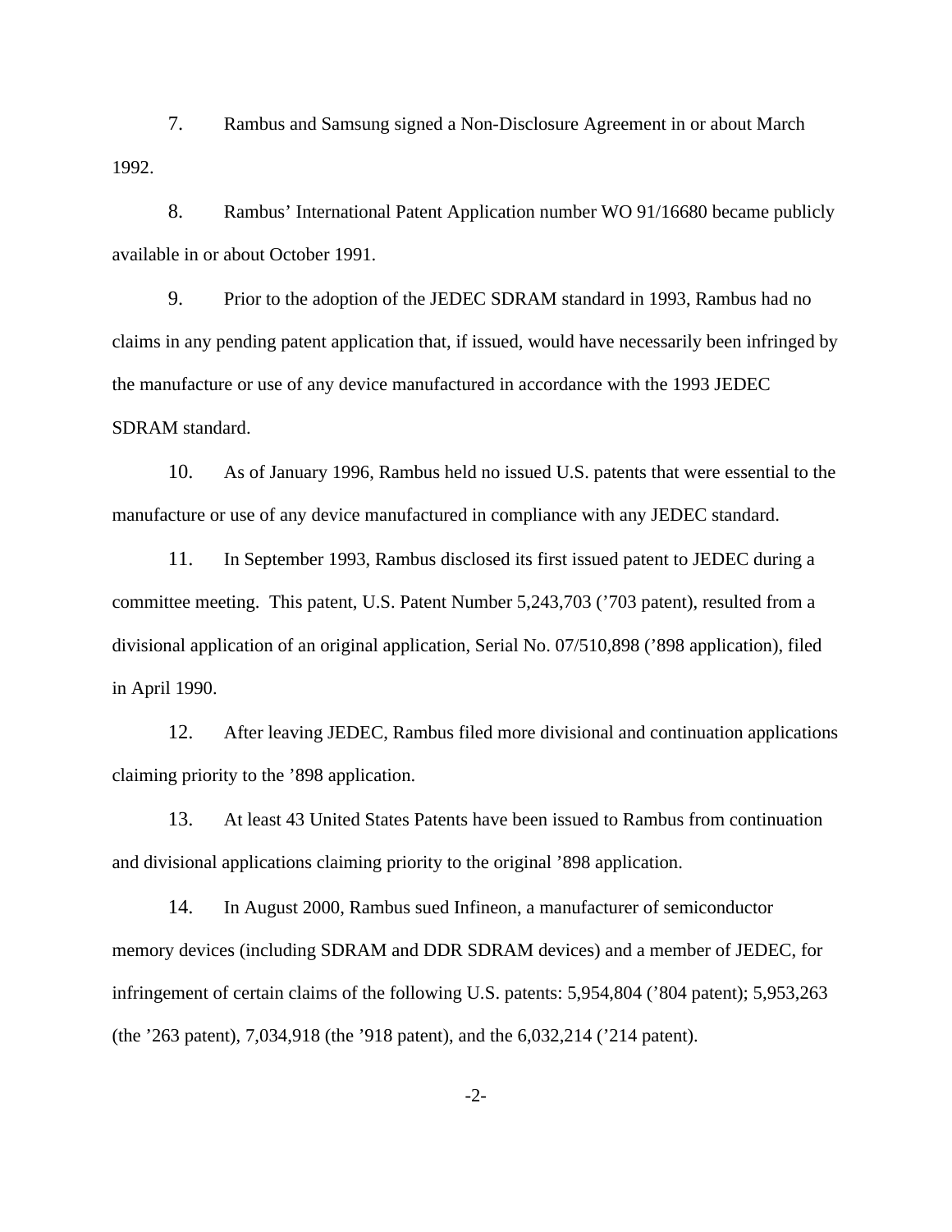7. Rambus and Samsung signed a Non-Disclosure Agreement in or about March 1992.

8. Rambus' International Patent Application number WO 91/16680 became publicly available in or about October 1991.

9. Prior to the adoption of the JEDEC SDRAM standard in 1993, Rambus had no claims in any pending patent application that, if issued, would have necessarily been infringed by the manufacture or use of any device manufactured in accordance with the 1993 JEDEC SDRAM standard.

10. As of January 1996, Rambus held no issued U.S. patents that were essential to the manufacture or use of any device manufactured in compliance with any JEDEC standard.

11. In September 1993, Rambus disclosed its first issued patent to JEDEC during a committee meeting. This patent, U.S. Patent Number 5,243,703 ('703 patent), resulted from a divisional application of an original application, Serial No. 07/510,898 ('898 application), filed in April 1990.

12. After leaving JEDEC, Rambus filed more divisional and continuation applications claiming priority to the '898 application.

13. At least 43 United States Patents have been issued to Rambus from continuation and divisional applications claiming priority to the original '898 application.

14. In August 2000, Rambus sued Infineon, a manufacturer of semiconductor memory devices (including SDRAM and DDR SDRAM devices) and a member of JEDEC, for infringement of certain claims of the following U.S. patents: 5,954,804 ('804 patent); 5,953,263 (the '263 patent), 7,034,918 (the '918 patent), and the 6,032,214 ('214 patent).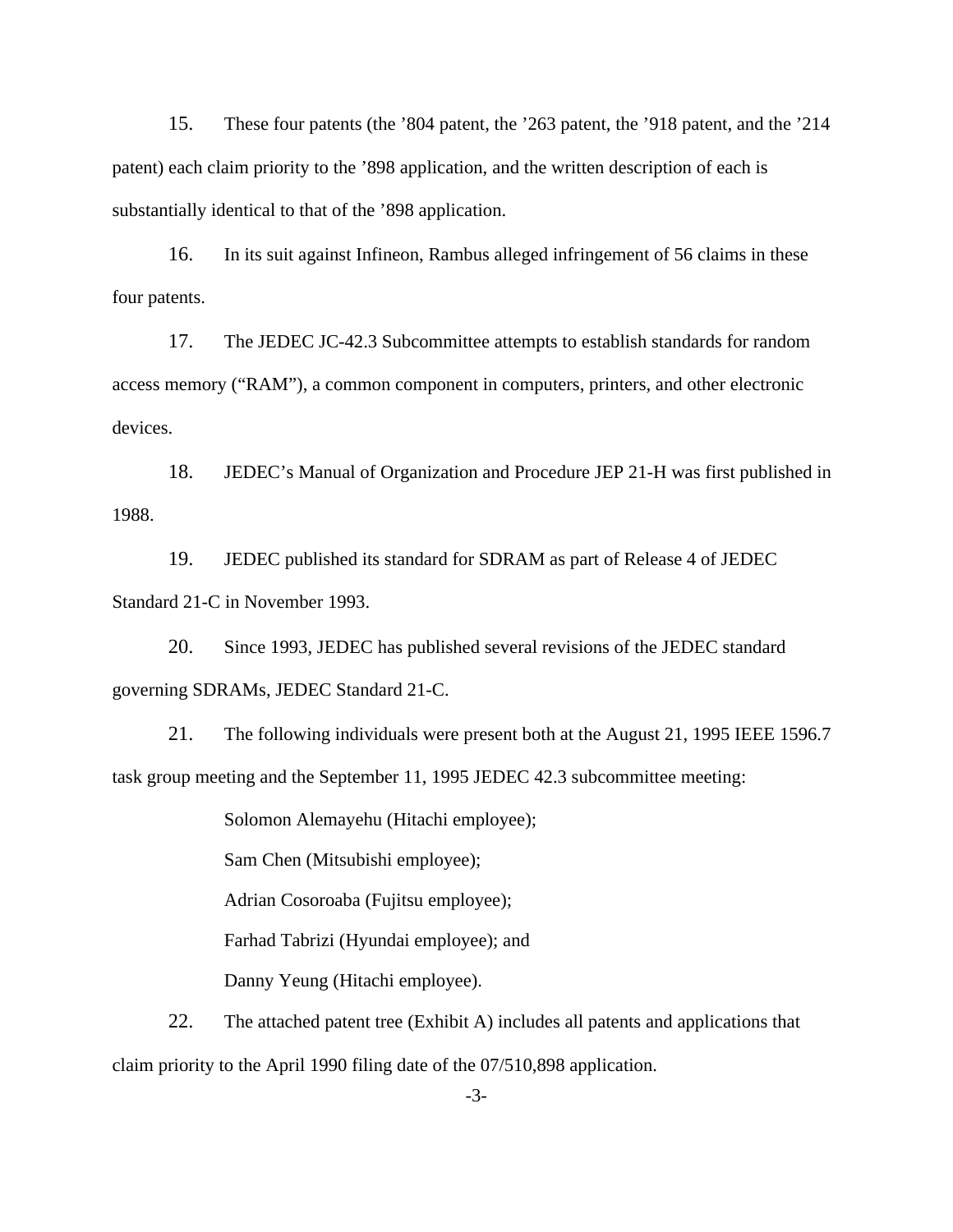15. These four patents (the ’804 patent, the ’263 patent, the ’918 patent, and the ’214 patent) each claim priority to the ’898 application, and the written description of each is substantially identical to that of the ’898 application.

16. In its suit against Infineon, Rambus alleged infringement of 56 claims in these four patents.

17. The JEDEC JC-42.3 Subcommittee attempts to establish standards for random access memory (“RAM”), a common component in computers, printers, and other electronic devices.

18. JEDEC’s Manual of Organization and Procedure JEP 21-H was first published in 1988.

19. JEDEC published its standard for SDRAM as part of Release 4 of JEDEC Standard 21-C in November 1993.

20. Since 1993, JEDEC has published several revisions of the JEDEC standard governing SDRAMs, JEDEC Standard 21-C.

21. The following individuals were present both at the August 21, 1995 IEEE 1596.7 task group meeting and the September 11, 1995 JEDEC 42.3 subcommittee meeting:

Solomon Alemayehu (Hitachi employee);

Sam Chen (Mitsubishi employee);

Adrian Cosoroaba (Fujitsu employee);

Farhad Tabrizi (Hyundai employee); and

Danny Yeung (Hitachi employee).

22. The attached patent tree (Exhibit A) includes all patents and applications that claim priority to the April 1990 filing date of the 07/510,898 application.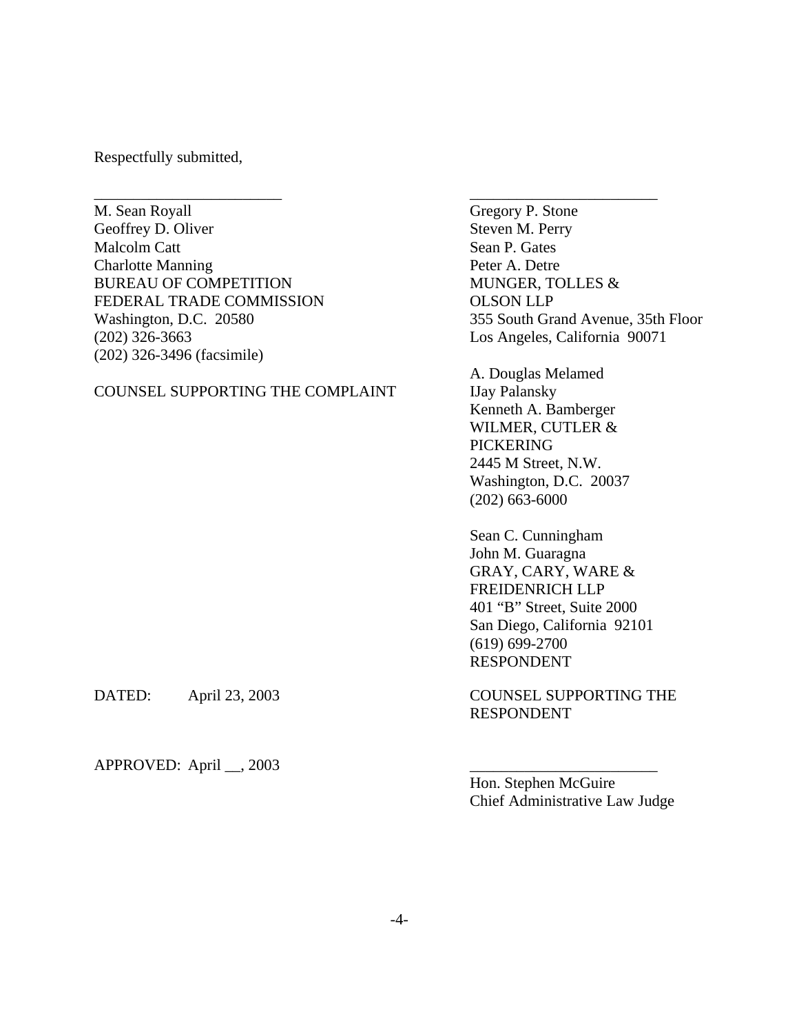Respectfully submitted,

\_\_\_\_\_\_\_\_\_\_\_\_\_\_\_\_\_\_\_\_\_\_\_\_\_

M. Sean Royall
Geoffrey D. Oliver
Malcolm Catt
Charlotte Manning
BUREAU OF COMPETITION
FEDERAL TRADE COMMISSION
Washington, D.C. 20580
(202) 326-3663
(202) 326-3496 (facsimile)

COUNSEL SUPPORTING THE COMPLAINT

DATED: April 23, 2003

\_\_\_\_\_\_\_\_\_\_\_\_\_\_\_\_\_\_\_\_\_\_\_\_\_

Gregory P. Stone
Steven M. Perry
Sean P. Gates
Peter A. Detre
MUNGER, TOLLES & OLSON LLP
355 South Grand Avenue, 35th Floor
Los Angeles, California 90071

A. Douglas Melamed
IJay Palansky
Kenneth A. Bamberger
WILMER, CUTLER & PICKERING
2445 M Street, N.W.
Washington, D.C. 20037
(202) 663-6000

Sean C. Cunningham
John M. Guaragna
GRAY, CARY, WARE & FREIDENRICH LLP
401 "B" Street, Suite 2000
San Diego, California 92101
(619) 699-2700
RESPONDENT

COUNSEL SUPPORTING THE RESPONDENT

APPROVED: April __, 2003

\_\_\_\_\_\_\_\_\_\_\_\_\_\_\_\_\_\_\_\_\_\_\_\_\_

Hon. Stephen McGuire
Chief Administrative Law Judge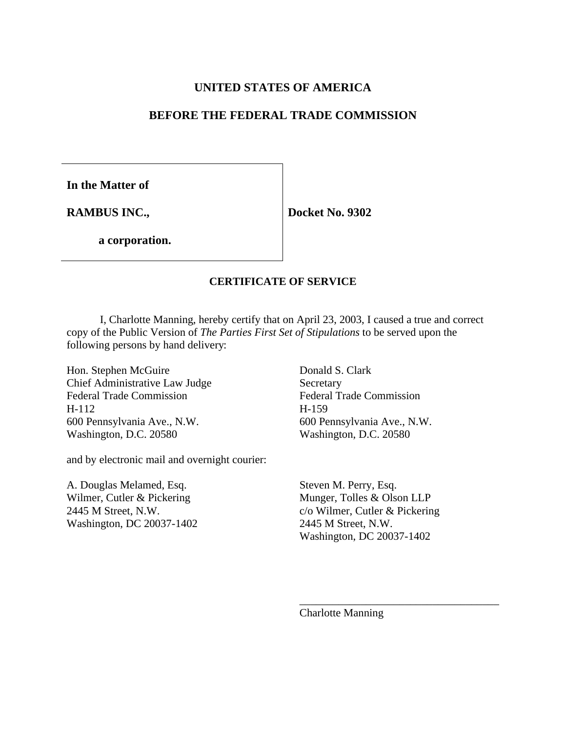**UNITED STATES OF AMERICA**

**BEFORE THE FEDERAL TRADE COMMISSION**

| | |
|---|---|
| **In the Matter of**<br><br>**RAMBUS INC.,**<br><br>**a corporation.** | **Docket No. 9302** |

**CERTIFICATE OF SERVICE**

I, Charlotte Manning, hereby certify that on April 23, 2003, I caused a true and correct copy of the Public Version of *The Parties First Set of Stipulations* to be served upon the following persons by hand delivery:

Hon. Stephen McGuire
Chief Administrative Law Judge
Federal Trade Commission
H-112
600 Pennsylvania Ave., N.W.
Washington, D.C. 20580

Donald S. Clark
Secretary
Federal Trade Commission
H-159
600 Pennsylvania Ave., N.W.
Washington, D.C. 20580

and by electronic mail and overnight courier:

A. Douglas Melamed, Esq.
Wilmer, Cutler & Pickering
2445 M Street, N.W.
Washington, DC 20037-1402

Steven M. Perry, Esq.
Munger, Tolles & Olson LLP
c/o Wilmer, Cutler & Pickering
2445 M Street, N.W.
Washington, DC 20037-1402

_____________________________________
Charlotte Manning